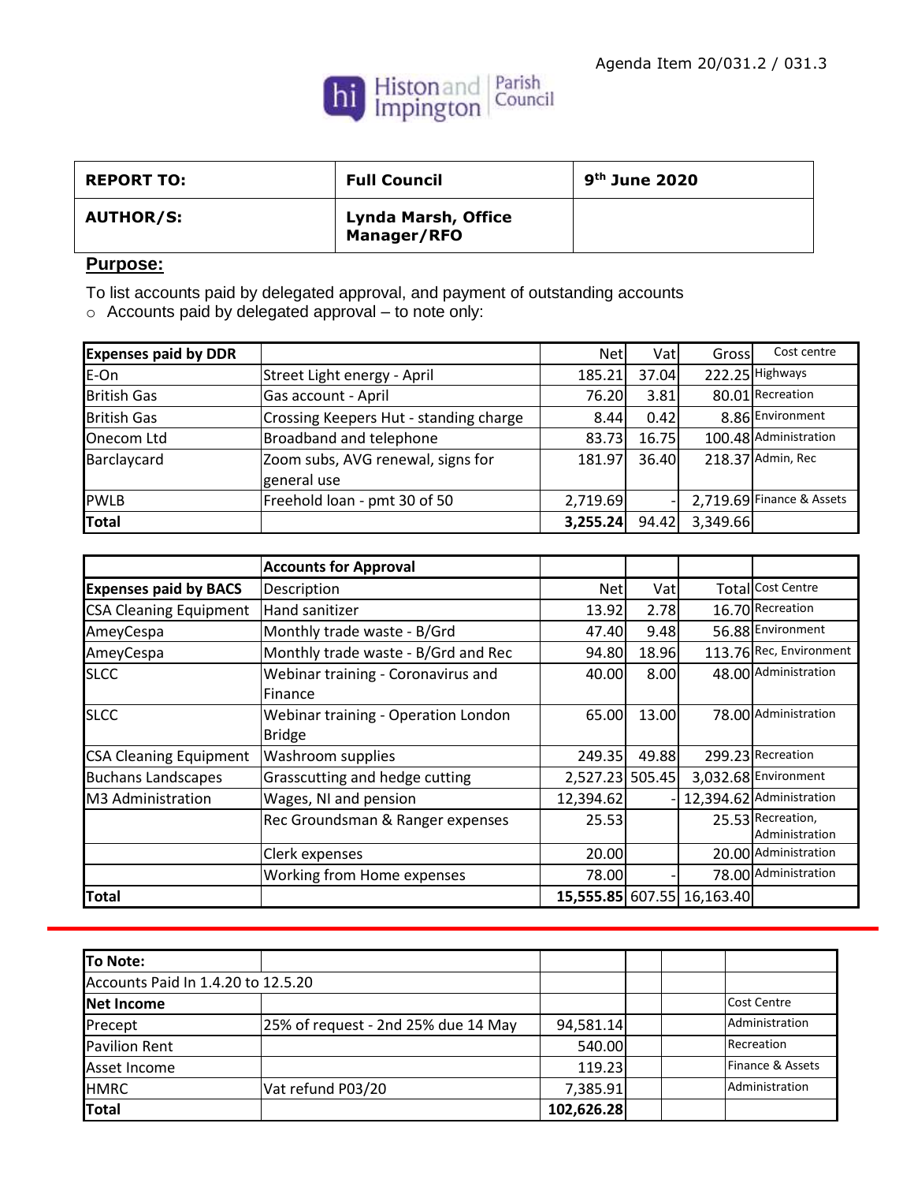Agenda Item 20/031.2 / 031.3

Histon and Impington Parish Council

| REPORT TO: | Full Council | 9th June 2020 |
|---|---|---|
| AUTHOR/S: | Lynda Marsh, Office Manager/RFO | |

## Purpose:

To list accounts paid by delegated approval, and payment of outstanding accounts

- Accounts paid by delegated approval – to note only:

| Expenses paid by DDR | | Net | Vat | Gross | Cost centre |
|---|---|---|---|---|---|
| E-On | Street Light energy - April | 185.21 | 37.04 | 222.25 | Highways |
| British Gas | Gas account - April | 76.20 | 3.81 | 80.01 | Recreation |
| British Gas | Crossing Keepers Hut - standing charge | 8.44 | 0.42 | 8.86 | Environment |
| Onecom Ltd | Broadband and telephone | 83.73 | 16.75 | 100.48 | Administration |
| Barclaycard | Zoom subs, AVG renewal, signs for general use | 181.97 | 36.40 | 218.37 | Admin, Rec |
| PWLB | Freehold loan - pmt 30 of 50 | 2,719.69 | - | 2,719.69 | Finance & Assets |
| **Total** | | **3,255.24** | 94.42 | 3,349.66 | |

| | **Accounts for Approval** | | | | |
|---|---|---|---|---|---|
| **Expenses paid by BACS** | Description | Net | Vat | Total | Cost Centre |
| CSA Cleaning Equipment | Hand sanitizer | 13.92 | 2.78 | 16.70 | Recreation |
| AmeyCespa | Monthly trade waste - B/Grd | 47.40 | 9.48 | 56.88 | Environment |
| AmeyCespa | Monthly trade waste - B/Grd and Rec | 94.80 | 18.96 | 113.76 | Rec, Environment |
| SLCC | Webinar training - Coronavirus and Finance | 40.00 | 8.00 | 48.00 | Administration |
| SLCC | Webinar training - Operation London Bridge | 65.00 | 13.00 | 78.00 | Administration |
| CSA Cleaning Equipment | Washroom supplies | 249.35 | 49.88 | 299.23 | Recreation |
| Buchans Landscapes | Grasscutting and hedge cutting | 2,527.23 | 505.45 | 3,032.68 | Environment |
| M3 Administration | Wages, NI and pension | 12,394.62 | - | 12,394.62 | Administration |
| | Rec Groundsman & Ranger expenses | 25.53 | | 25.53 | Recreation, Administration |
| | Clerk expenses | 20.00 | | 20.00 | Administration |
| | Working from Home expenses | 78.00 | - | 78.00 | Administration |
| **Total** | | **15,555.85** | 607.55 | 16,163.40 | |

| **To Note:** | | | | | |
|---|---|---|---|---|---|
| Accounts Paid In 1.4.20 to 12.5.20 | | | | | |
| **Net Income** | | | | | Cost Centre |
| Precept | 25% of request - 2nd 25% due 14 May | 94,581.14 | | | Administration |
| Pavilion Rent | | 540.00 | | | Recreation |
| Asset Income | | 119.23 | | | Finance & Assets |
| HMRC | Vat refund P03/20 | 7,385.91 | | | Administration |
| **Total** | | **102,626.28** | | | |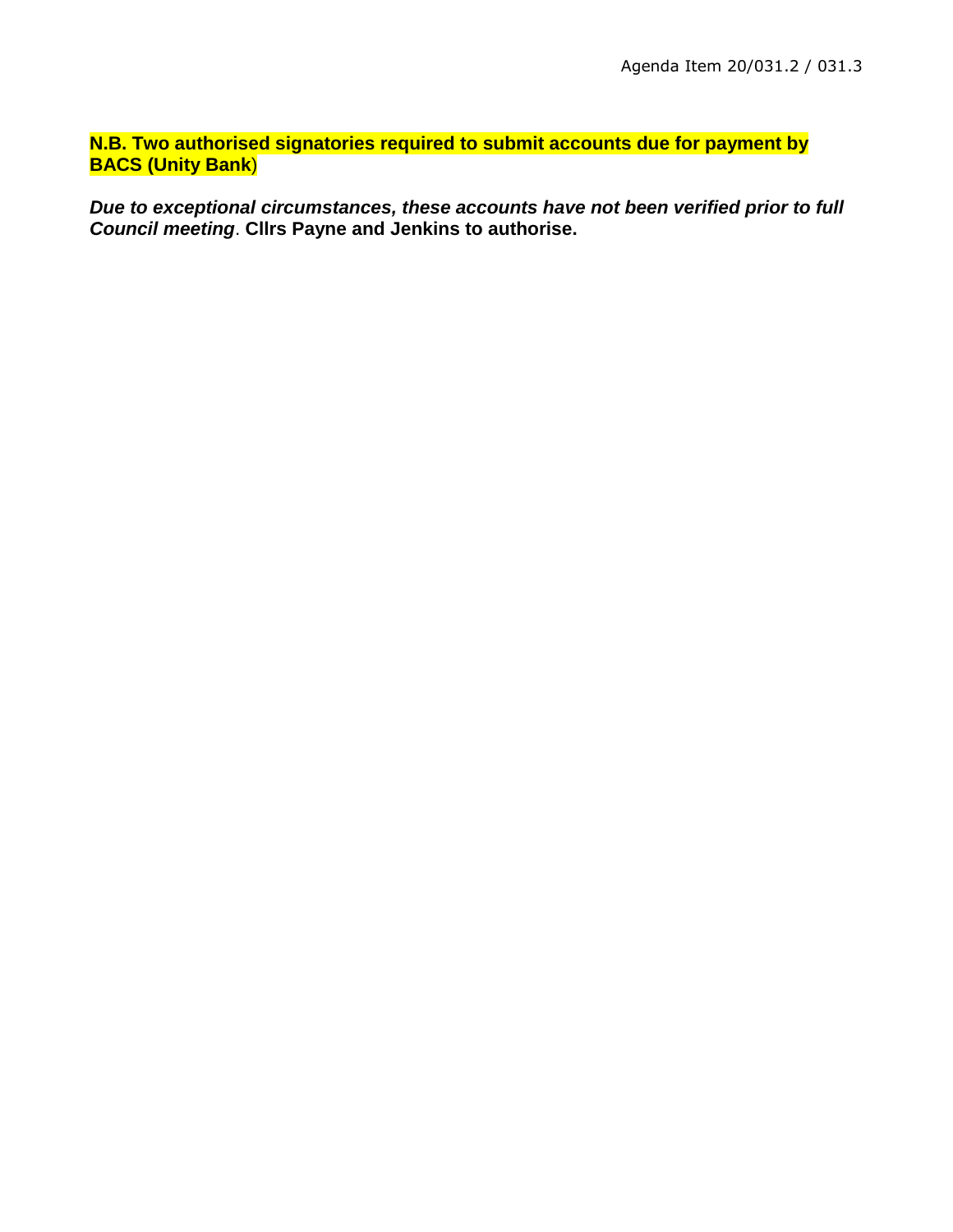Agenda Item 20/031.2 / 031.3

**N.B. Two authorised signatories required to submit accounts due for payment by BACS (Unity Bank**)

***Due to exceptional circumstances, these accounts have not been verified prior to full Council meeting***. **Cllrs Payne and Jenkins to authorise.**